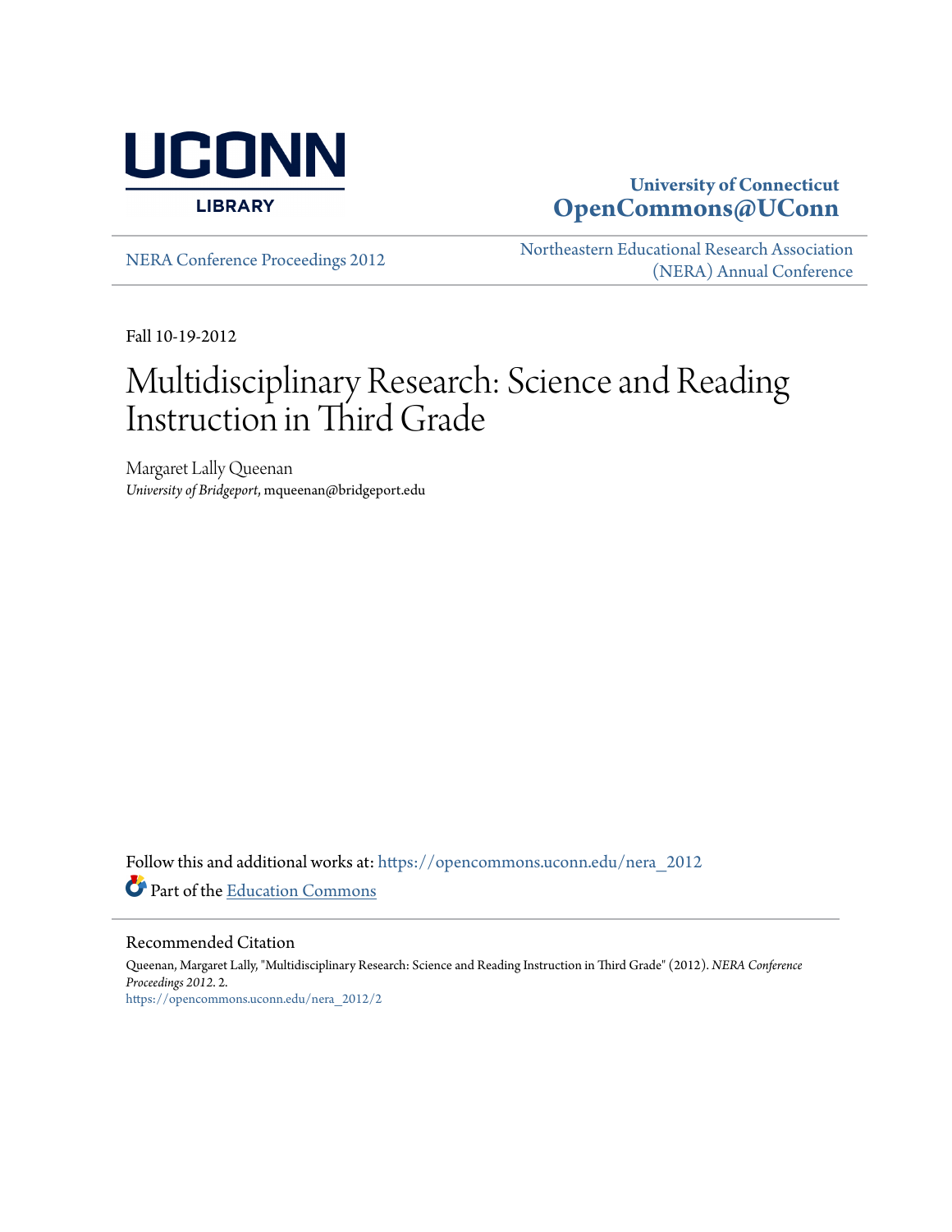University of Connecticut
**OpenCommons@UConn**

NERA Conference Proceedings 2012

Northeastern Educational Research Association (NERA) Annual Conference

Fall 10-19-2012

# Multidisciplinary Research: Science and Reading Instruction in Third Grade

Margaret Lally Queenan
*University of Bridgeport*, mqueenan@bridgeport.edu

Follow this and additional works at: https://opencommons.uconn.edu/nera_2012

Part of the Education Commons

## Recommended Citation

Queenan, Margaret Lally, "Multidisciplinary Research: Science and Reading Instruction in Third Grade" (2012). *NERA Conference Proceedings 2012*. 2.
https://opencommons.uconn.edu/nera_2012/2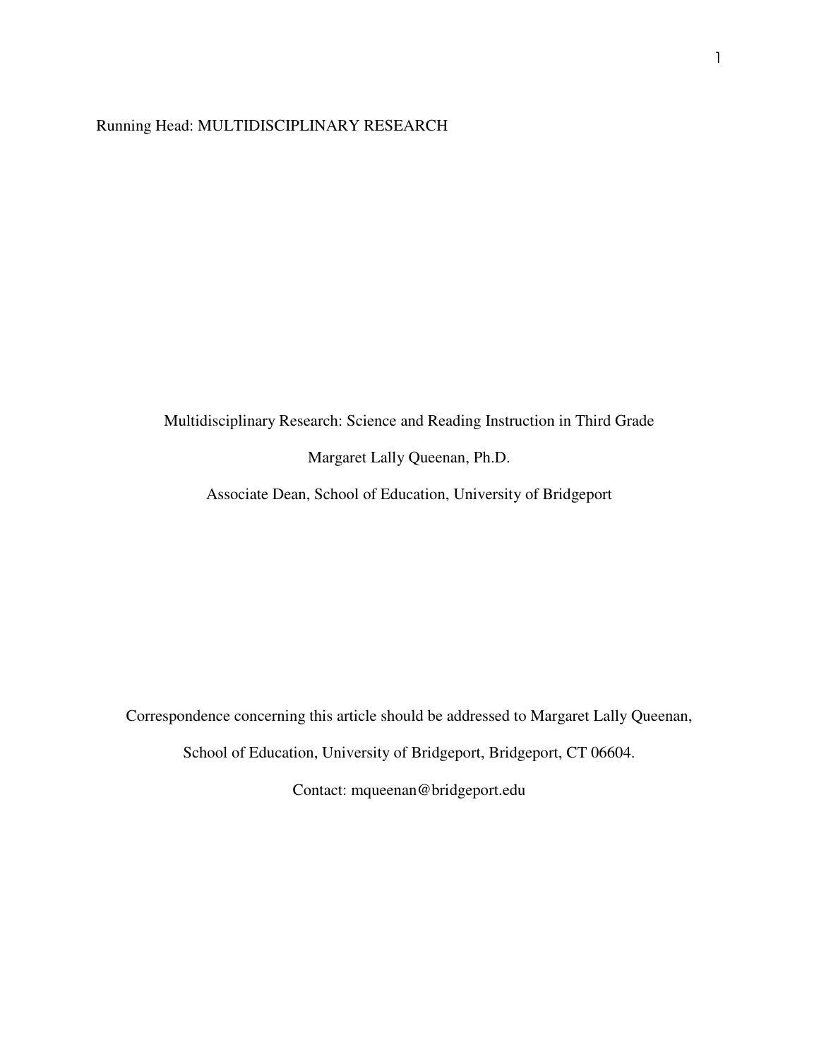Multidisciplinary Research: Science and Reading Instruction in Third Grade

Margaret Lally Queenan, Ph.D.

Associate Dean, School of Education, University of Bridgeport

Correspondence concerning this article should be addressed to Margaret Lally Queenan,

School of Education, University of Bridgeport, Bridgeport, CT 06604.

Contact: mqueenan@bridgeport.edu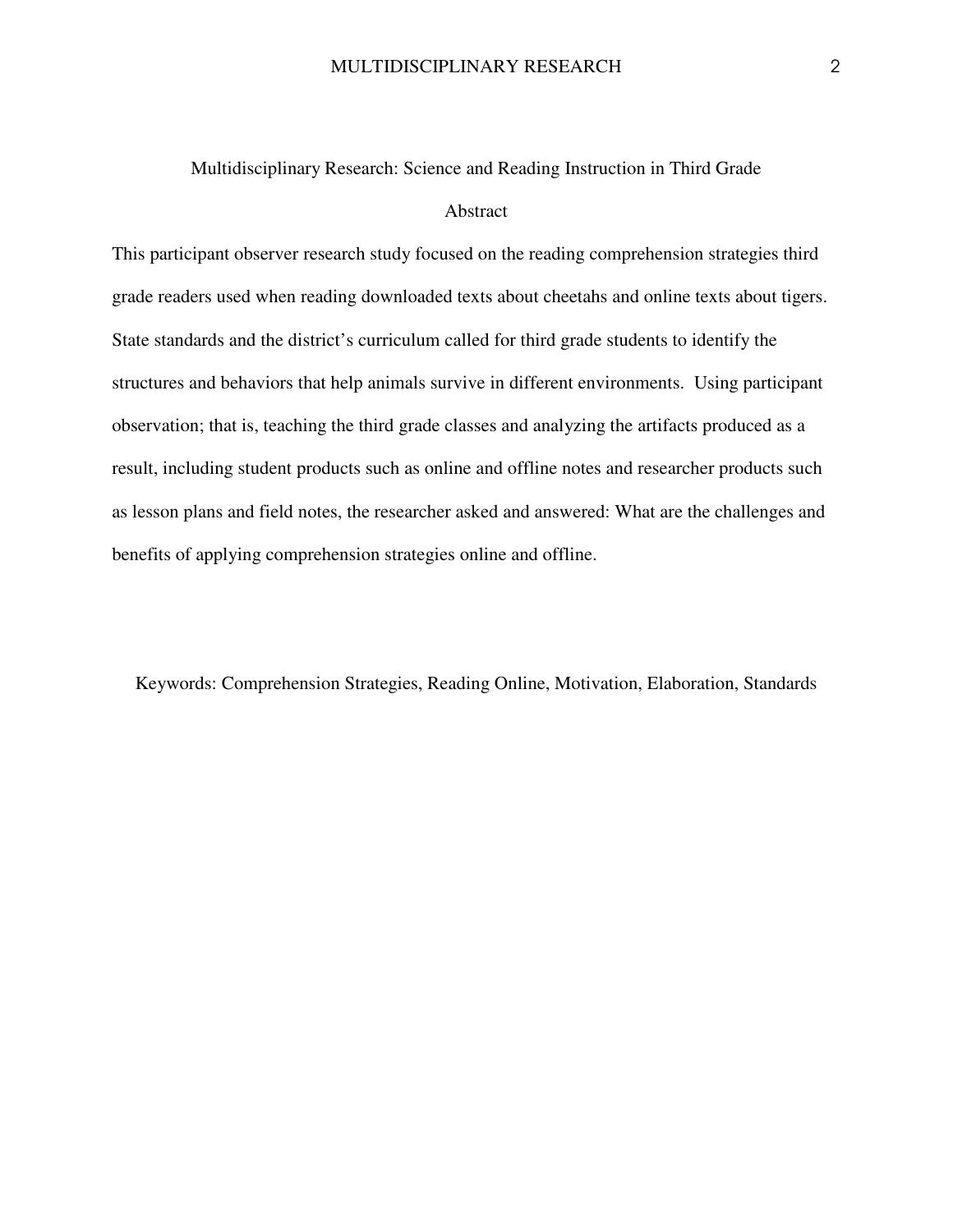# Multidisciplinary Research: Science and Reading Instruction in Third Grade

## Abstract

This participant observer research study focused on the reading comprehension strategies third grade readers used when reading downloaded texts about cheetahs and online texts about tigers. State standards and the district's curriculum called for third grade students to identify the structures and behaviors that help animals survive in different environments. Using participant observation; that is, teaching the third grade classes and analyzing the artifacts produced as a result, including student products such as online and offline notes and researcher products such as lesson plans and field notes, the researcher asked and answered: What are the challenges and benefits of applying comprehension strategies online and offline.

Keywords: Comprehension Strategies, Reading Online, Motivation, Elaboration, Standards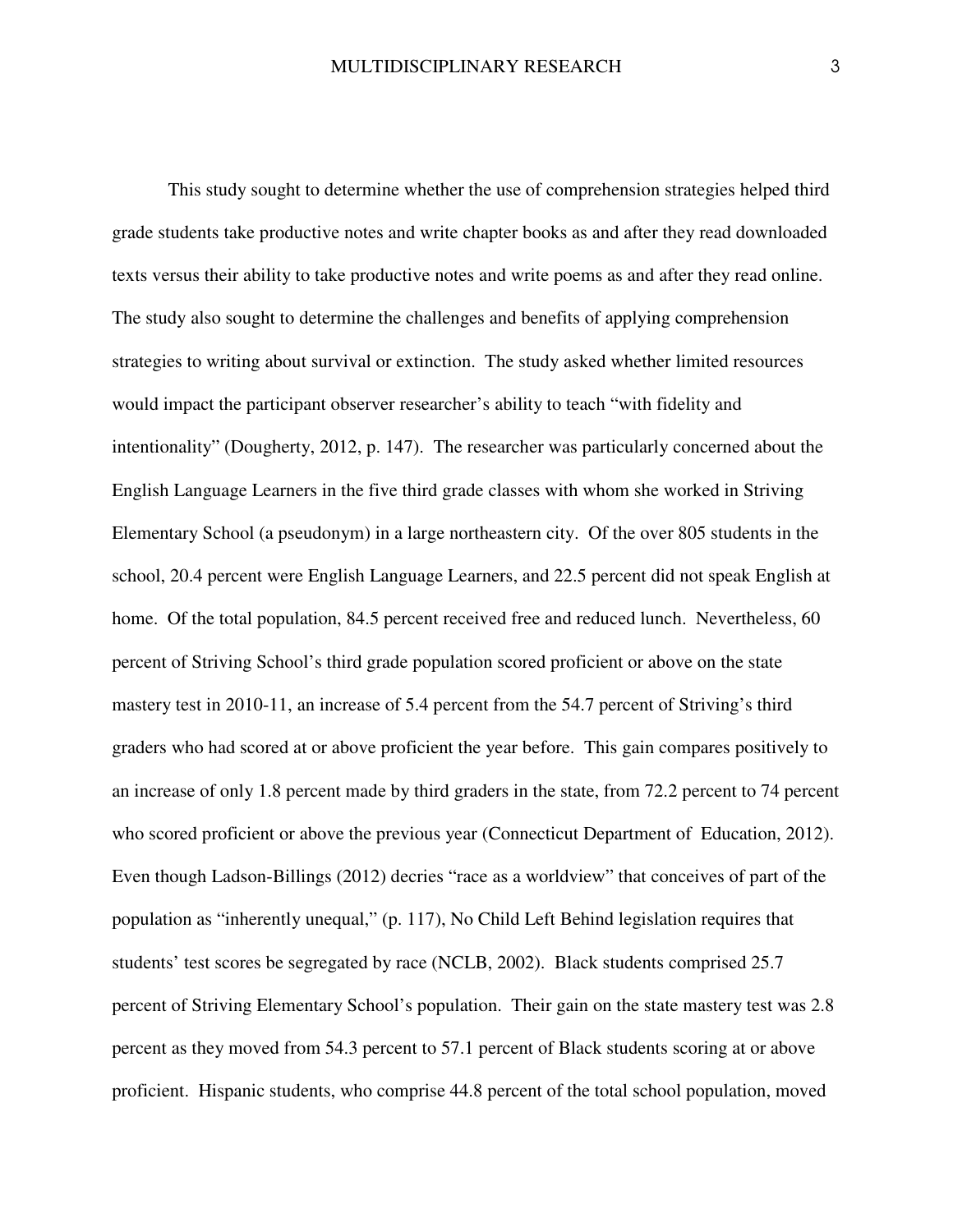This study sought to determine whether the use of comprehension strategies helped third grade students take productive notes and write chapter books as and after they read downloaded texts versus their ability to take productive notes and write poems as and after they read online. The study also sought to determine the challenges and benefits of applying comprehension strategies to writing about survival or extinction. The study asked whether limited resources would impact the participant observer researcher's ability to teach "with fidelity and intentionality" (Dougherty, 2012, p. 147). The researcher was particularly concerned about the English Language Learners in the five third grade classes with whom she worked in Striving Elementary School (a pseudonym) in a large northeastern city. Of the over 805 students in the school, 20.4 percent were English Language Learners, and 22.5 percent did not speak English at home. Of the total population, 84.5 percent received free and reduced lunch. Nevertheless, 60 percent of Striving School's third grade population scored proficient or above on the state mastery test in 2010-11, an increase of 5.4 percent from the 54.7 percent of Striving's third graders who had scored at or above proficient the year before. This gain compares positively to an increase of only 1.8 percent made by third graders in the state, from 72.2 percent to 74 percent who scored proficient or above the previous year (Connecticut Department of Education, 2012). Even though Ladson-Billings (2012) decries "race as a worldview" that conceives of part of the population as "inherently unequal," (p. 117), No Child Left Behind legislation requires that students' test scores be segregated by race (NCLB, 2002). Black students comprised 25.7 percent of Striving Elementary School's population. Their gain on the state mastery test was 2.8 percent as they moved from 54.3 percent to 57.1 percent of Black students scoring at or above proficient. Hispanic students, who comprise 44.8 percent of the total school population, moved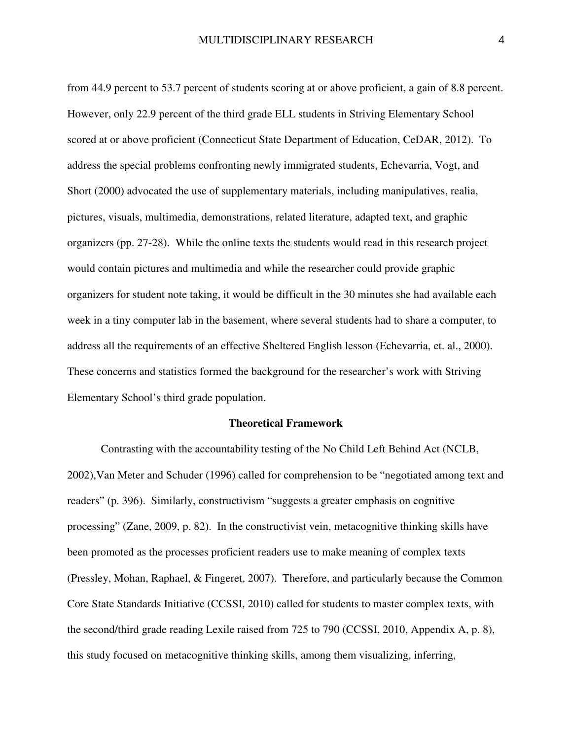from 44.9 percent to 53.7 percent of students scoring at or above proficient, a gain of 8.8 percent. However, only 22.9 percent of the third grade ELL students in Striving Elementary School scored at or above proficient (Connecticut State Department of Education, CeDAR, 2012). To address the special problems confronting newly immigrated students, Echevarria, Vogt, and Short (2000) advocated the use of supplementary materials, including manipulatives, realia, pictures, visuals, multimedia, demonstrations, related literature, adapted text, and graphic organizers (pp. 27-28). While the online texts the students would read in this research project would contain pictures and multimedia and while the researcher could provide graphic organizers for student note taking, it would be difficult in the 30 minutes she had available each week in a tiny computer lab in the basement, where several students had to share a computer, to address all the requirements of an effective Sheltered English lesson (Echevarria, et. al., 2000). These concerns and statistics formed the background for the researcher's work with Striving Elementary School's third grade population.

## Theoretical Framework

Contrasting with the accountability testing of the No Child Left Behind Act (NCLB, 2002),Van Meter and Schuder (1996) called for comprehension to be "negotiated among text and readers" (p. 396). Similarly, constructivism "suggests a greater emphasis on cognitive processing" (Zane, 2009, p. 82). In the constructivist vein, metacognitive thinking skills have been promoted as the processes proficient readers use to make meaning of complex texts (Pressley, Mohan, Raphael, & Fingeret, 2007). Therefore, and particularly because the Common Core State Standards Initiative (CCSSI, 2010) called for students to master complex texts, with the second/third grade reading Lexile raised from 725 to 790 (CCSSI, 2010, Appendix A, p. 8), this study focused on metacognitive thinking skills, among them visualizing, inferring,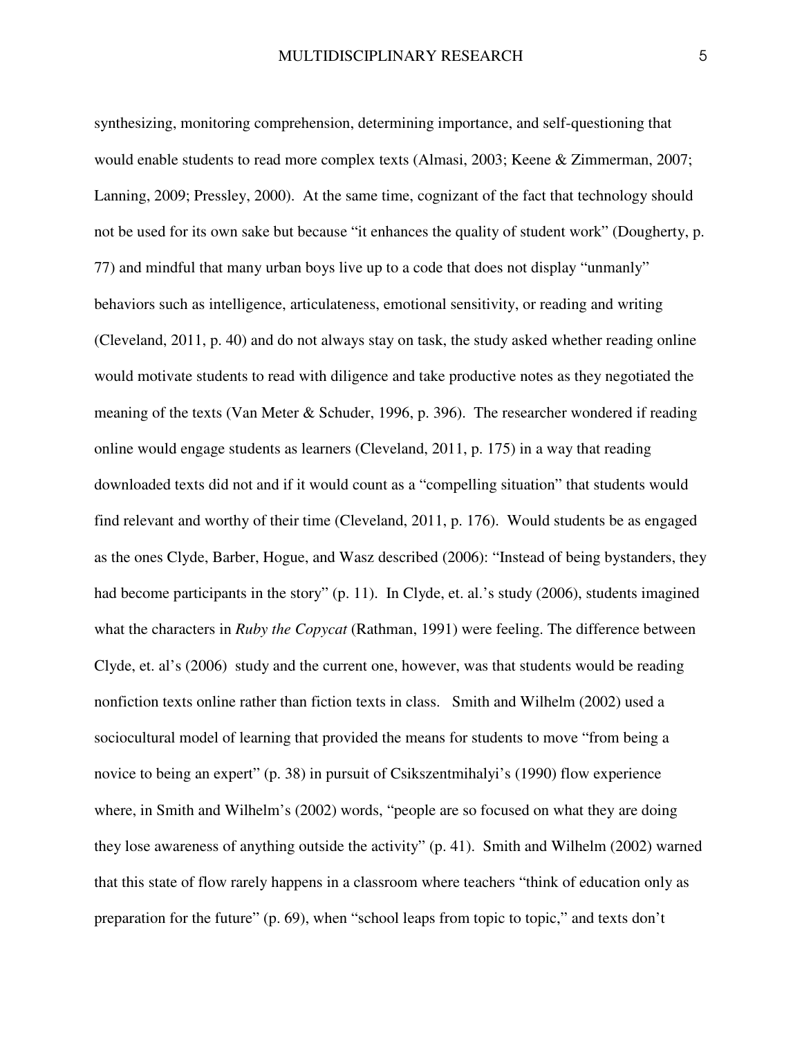synthesizing, monitoring comprehension, determining importance, and self-questioning that would enable students to read more complex texts (Almasi, 2003; Keene & Zimmerman, 2007; Lanning, 2009; Pressley, 2000). At the same time, cognizant of the fact that technology should not be used for its own sake but because "it enhances the quality of student work" (Dougherty, p. 77) and mindful that many urban boys live up to a code that does not display "unmanly" behaviors such as intelligence, articulateness, emotional sensitivity, or reading and writing (Cleveland, 2011, p. 40) and do not always stay on task, the study asked whether reading online would motivate students to read with diligence and take productive notes as they negotiated the meaning of the texts (Van Meter & Schuder, 1996, p. 396). The researcher wondered if reading online would engage students as learners (Cleveland, 2011, p. 175) in a way that reading downloaded texts did not and if it would count as a "compelling situation" that students would find relevant and worthy of their time (Cleveland, 2011, p. 176). Would students be as engaged as the ones Clyde, Barber, Hogue, and Wasz described (2006): "Instead of being bystanders, they had become participants in the story" (p. 11). In Clyde, et. al.'s study (2006), students imagined what the characters in *Ruby the Copycat* (Rathman, 1991) were feeling. The difference between Clyde, et. al's (2006) study and the current one, however, was that students would be reading nonfiction texts online rather than fiction texts in class. Smith and Wilhelm (2002) used a sociocultural model of learning that provided the means for students to move "from being a novice to being an expert" (p. 38) in pursuit of Csikszentmihalyi's (1990) flow experience where, in Smith and Wilhelm's (2002) words, "people are so focused on what they are doing they lose awareness of anything outside the activity" (p. 41). Smith and Wilhelm (2002) warned that this state of flow rarely happens in a classroom where teachers "think of education only as preparation for the future" (p. 69), when "school leaps from topic to topic," and texts don't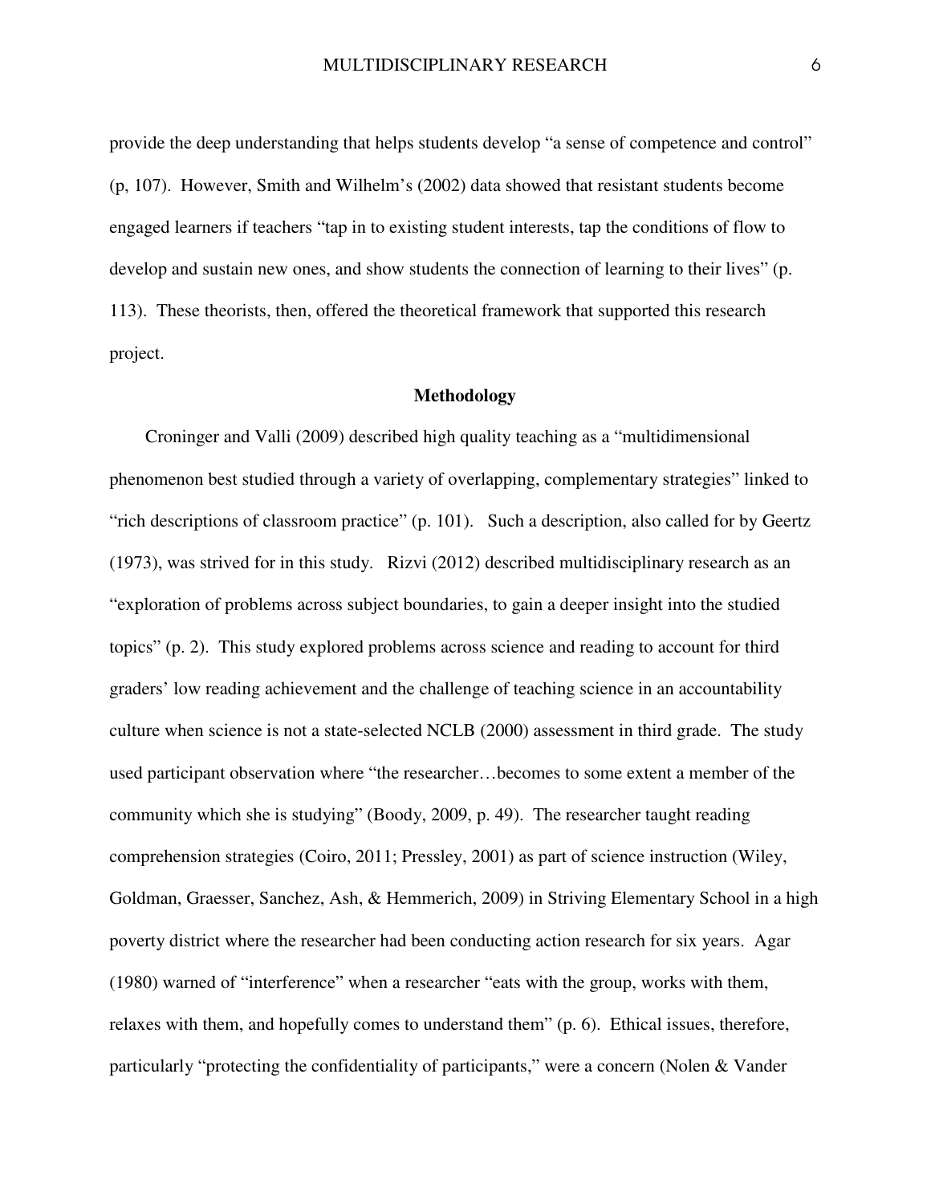provide the deep understanding that helps students develop "a sense of competence and control" (p, 107). However, Smith and Wilhelm's (2002) data showed that resistant students become engaged learners if teachers "tap in to existing student interests, tap the conditions of flow to develop and sustain new ones, and show students the connection of learning to their lives" (p. 113). These theorists, then, offered the theoretical framework that supported this research project.

## Methodology

Croninger and Valli (2009) described high quality teaching as a "multidimensional phenomenon best studied through a variety of overlapping, complementary strategies" linked to "rich descriptions of classroom practice" (p. 101). Such a description, also called for by Geertz (1973), was strived for in this study. Rizvi (2012) described multidisciplinary research as an "exploration of problems across subject boundaries, to gain a deeper insight into the studied topics" (p. 2). This study explored problems across science and reading to account for third graders' low reading achievement and the challenge of teaching science in an accountability culture when science is not a state-selected NCLB (2000) assessment in third grade. The study used participant observation where "the researcher…becomes to some extent a member of the community which she is studying" (Boody, 2009, p. 49). The researcher taught reading comprehension strategies (Coiro, 2011; Pressley, 2001) as part of science instruction (Wiley, Goldman, Graesser, Sanchez, Ash, & Hemmerich, 2009) in Striving Elementary School in a high poverty district where the researcher had been conducting action research for six years. Agar (1980) warned of "interference" when a researcher "eats with the group, works with them, relaxes with them, and hopefully comes to understand them" (p. 6). Ethical issues, therefore, particularly "protecting the confidentiality of participants," were a concern (Nolen & Vander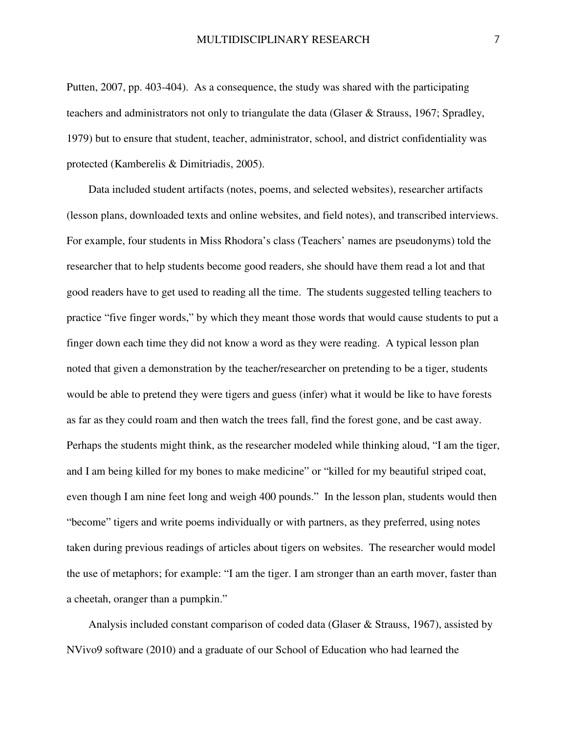Putten, 2007, pp. 403-404). As a consequence, the study was shared with the participating teachers and administrators not only to triangulate the data (Glaser & Strauss, 1967; Spradley, 1979) but to ensure that student, teacher, administrator, school, and district confidentiality was protected (Kamberelis & Dimitriadis, 2005).

Data included student artifacts (notes, poems, and selected websites), researcher artifacts (lesson plans, downloaded texts and online websites, and field notes), and transcribed interviews. For example, four students in Miss Rhodora's class (Teachers' names are pseudonyms) told the researcher that to help students become good readers, she should have them read a lot and that good readers have to get used to reading all the time. The students suggested telling teachers to practice "five finger words," by which they meant those words that would cause students to put a finger down each time they did not know a word as they were reading. A typical lesson plan noted that given a demonstration by the teacher/researcher on pretending to be a tiger, students would be able to pretend they were tigers and guess (infer) what it would be like to have forests as far as they could roam and then watch the trees fall, find the forest gone, and be cast away. Perhaps the students might think, as the researcher modeled while thinking aloud, "I am the tiger, and I am being killed for my bones to make medicine" or "killed for my beautiful striped coat, even though I am nine feet long and weigh 400 pounds." In the lesson plan, students would then "become" tigers and write poems individually or with partners, as they preferred, using notes taken during previous readings of articles about tigers on websites. The researcher would model the use of metaphors; for example: "I am the tiger. I am stronger than an earth mover, faster than a cheetah, oranger than a pumpkin."

Analysis included constant comparison of coded data (Glaser & Strauss, 1967), assisted by NVivo9 software (2010) and a graduate of our School of Education who had learned the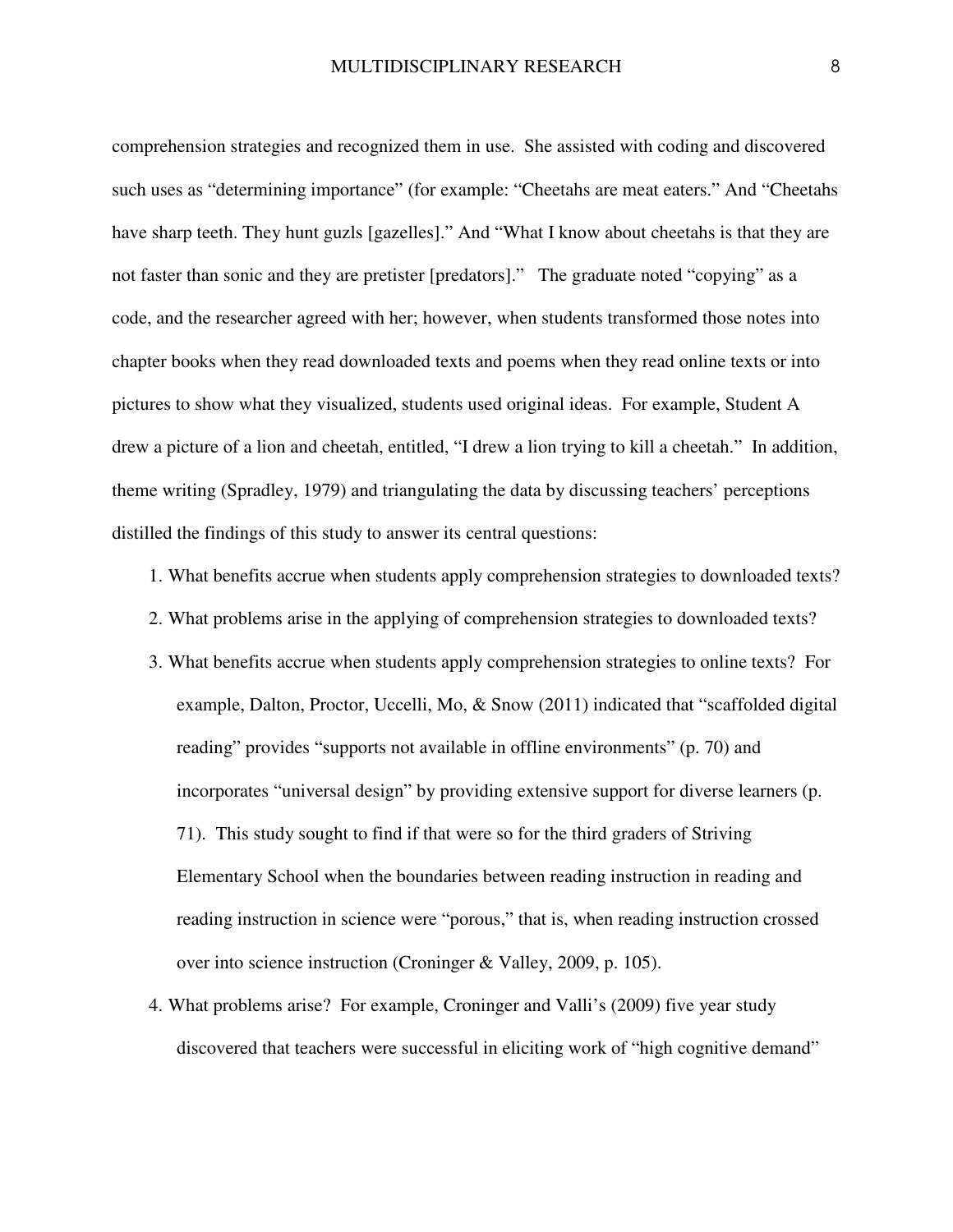comprehension strategies and recognized them in use. She assisted with coding and discovered such uses as "determining importance" (for example: "Cheetahs are meat eaters." And "Cheetahs have sharp teeth. They hunt guzls [gazelles]." And "What I know about cheetahs is that they are not faster than sonic and they are pretister [predators]." The graduate noted "copying" as a code, and the researcher agreed with her; however, when students transformed those notes into chapter books when they read downloaded texts and poems when they read online texts or into pictures to show what they visualized, students used original ideas. For example, Student A drew a picture of a lion and cheetah, entitled, "I drew a lion trying to kill a cheetah." In addition, theme writing (Spradley, 1979) and triangulating the data by discussing teachers' perceptions distilled the findings of this study to answer its central questions:

1. What benefits accrue when students apply comprehension strategies to downloaded texts?
2. What problems arise in the applying of comprehension strategies to downloaded texts?
3. What benefits accrue when students apply comprehension strategies to online texts? For example, Dalton, Proctor, Uccelli, Mo, & Snow (2011) indicated that "scaffolded digital reading" provides "supports not available in offline environments" (p. 70) and incorporates "universal design" by providing extensive support for diverse learners (p. 71). This study sought to find if that were so for the third graders of Striving Elementary School when the boundaries between reading instruction in reading and reading instruction in science were "porous," that is, when reading instruction crossed over into science instruction (Croninger & Valley, 2009, p. 105).
4. What problems arise? For example, Croninger and Valli's (2009) five year study discovered that teachers were successful in eliciting work of "high cognitive demand"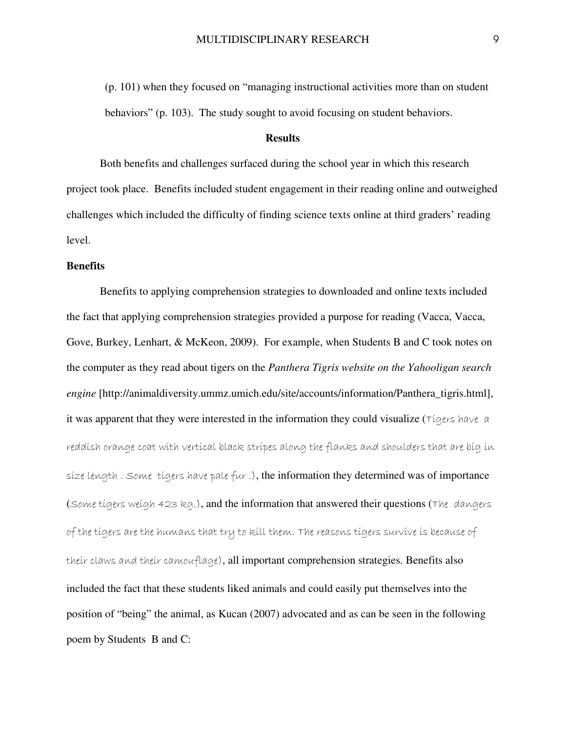(p. 101) when they focused on "managing instructional activities more than on student behaviors" (p. 103). The study sought to avoid focusing on student behaviors.

## Results

Both benefits and challenges surfaced during the school year in which this research project took place. Benefits included student engagement in their reading online and outweighed challenges which included the difficulty of finding science texts online at third graders' reading level.

### Benefits

Benefits to applying comprehension strategies to downloaded and online texts included the fact that applying comprehension strategies provided a purpose for reading (Vacca, Vacca, Gove, Burkey, Lenhart, & McKeon, 2009). For example, when Students B and C took notes on the computer as they read about tigers on the *Panthera Tigris website on the Yahooligan search engine* [http://animaldiversity.ummz.umich.edu/site/accounts/information/Panthera_tigris.html], it was apparent that they were interested in the information they could visualize (Tigers have a reddish orange coat with vertical black stripes along the flanks and shoulders that are big in size length . Some tigers have pale fur .), the information they determined was of importance (Some tigers weigh 423 kg.), and the information that answered their questions (The dangers of the tigers are the humans that try to kill them. The reasons tigers survive is because of their claws and their camouflage), all important comprehension strategies. Benefits also included the fact that these students liked animals and could easily put themselves into the position of "being" the animal, as Kucan (2007) advocated and as can be seen in the following poem by Students B and C: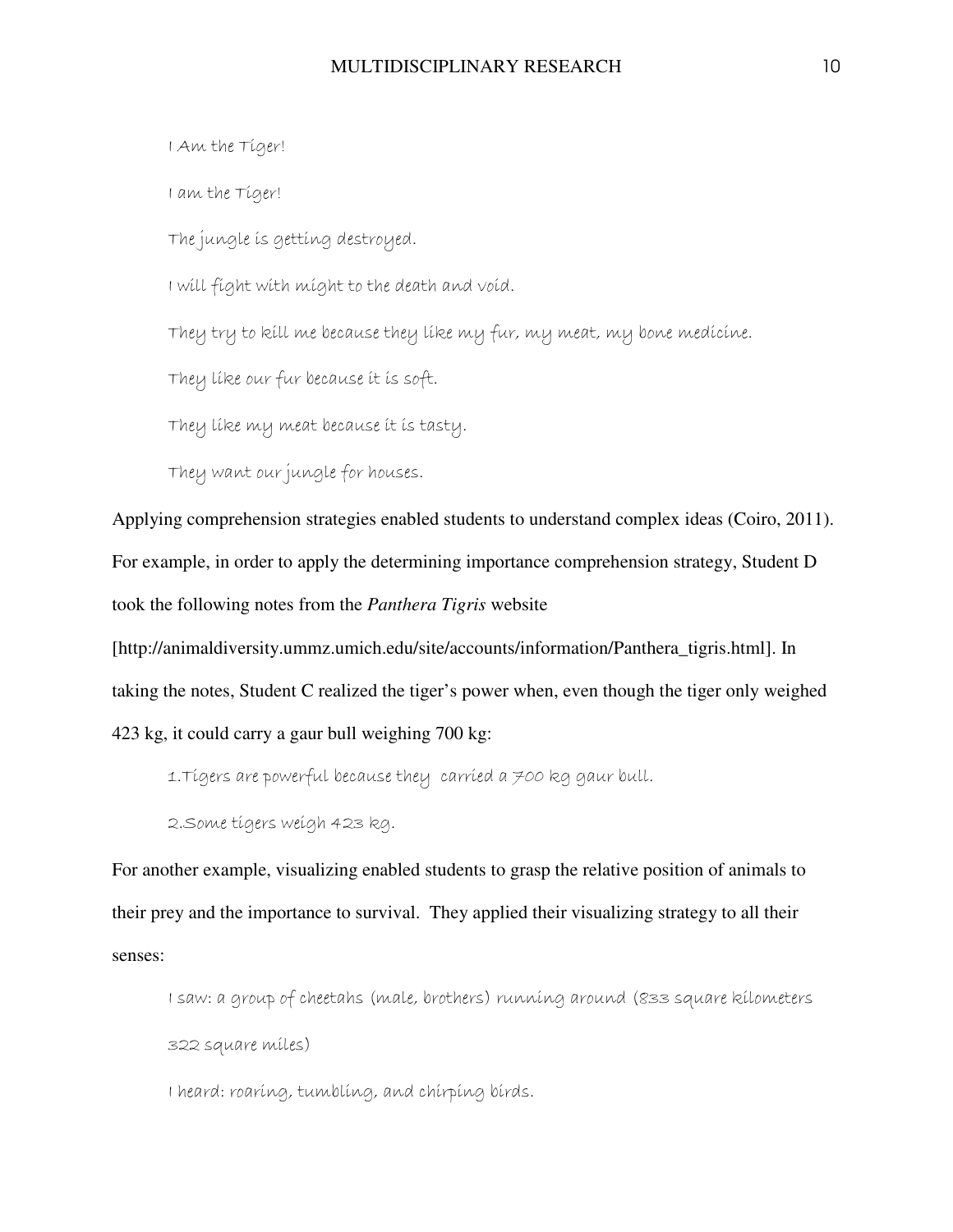I Am the Tiger!

I am the Tiger!

The jungle is getting destroyed.

I will fight with might to the death and void.

They try to kill me because they like my fur, my meat, my bone medicine.

They like our fur because it is soft.

They like my meat because it is tasty.

They want our jungle for houses.

Applying comprehension strategies enabled students to understand complex ideas (Coiro, 2011). For example, in order to apply the determining importance comprehension strategy, Student D took the following notes from the *Panthera Tigris* website [http://animaldiversity.ummz.umich.edu/site/accounts/information/Panthera_tigris.html]. In taking the notes, Student C realized the tiger's power when, even though the tiger only weighed 423 kg, it could carry a gaur bull weighing 700 kg:

1.Tigers are powerful because they carried a 700 kg gaur bull.

2.Some tigers weigh 423 kg.

For another example, visualizing enabled students to grasp the relative position of animals to their prey and the importance to survival. They applied their visualizing strategy to all their senses:

I saw: a group of cheetahs (male, brothers) running around (833 square kilometers 322 square miles)

I heard: roaring, tumbling, and chirping birds.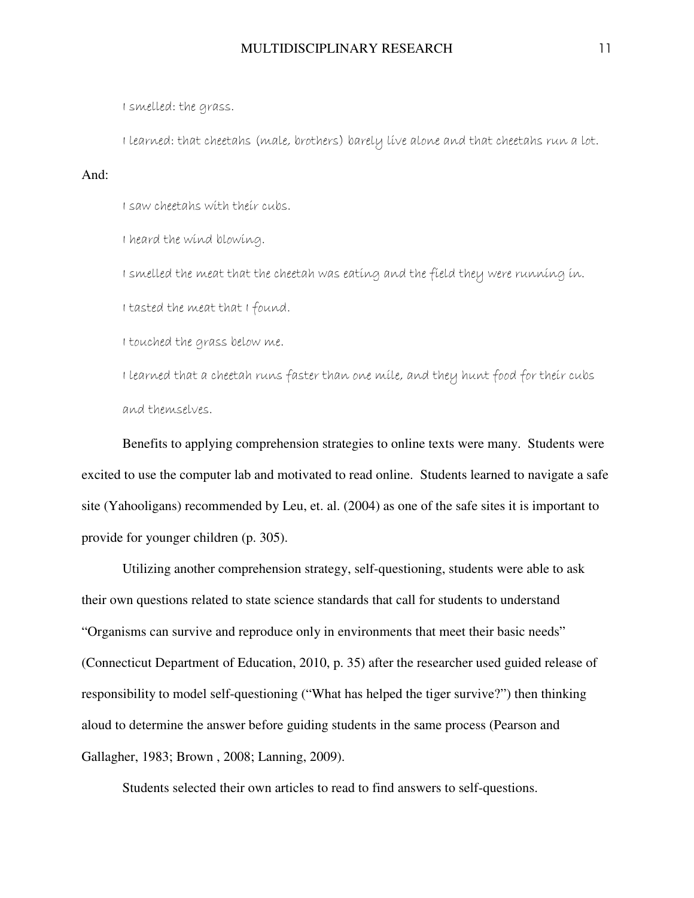I smelled: the grass.

I learned: that cheetahs (male, brothers) barely live alone and that cheetahs run a lot.

And:

I saw cheetahs with their cubs.

I heard the wind blowing.

I smelled the meat that the cheetah was eating and the field they were running in.

I tasted the meat that I found.

I touched the grass below me.

I learned that a cheetah runs faster than one mile, and they hunt food for their cubs and themselves.

Benefits to applying comprehension strategies to online texts were many. Students were excited to use the computer lab and motivated to read online. Students learned to navigate a safe site (Yahooligans) recommended by Leu, et. al. (2004) as one of the safe sites it is important to provide for younger children (p. 305).

Utilizing another comprehension strategy, self-questioning, students were able to ask their own questions related to state science standards that call for students to understand "Organisms can survive and reproduce only in environments that meet their basic needs" (Connecticut Department of Education, 2010, p. 35) after the researcher used guided release of responsibility to model self-questioning ("What has helped the tiger survive?") then thinking aloud to determine the answer before guiding students in the same process (Pearson and Gallagher, 1983; Brown , 2008; Lanning, 2009).

Students selected their own articles to read to find answers to self-questions.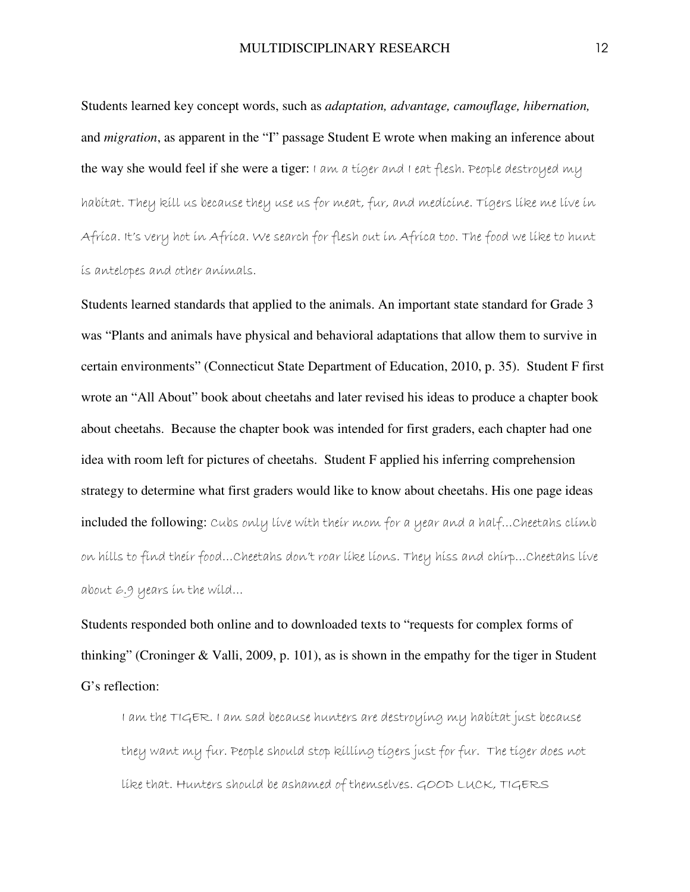Students learned key concept words, such as *adaptation, advantage, camouflage, hibernation,* and *migration*, as apparent in the "I" passage Student E wrote when making an inference about the way she would feel if she were a tiger: I am a tiger and I eat flesh. People destroyed my habitat. They kill us because they use us for meat, fur, and medicine. Tigers like me live in Africa. It's very hot in Africa. We search for flesh out in Africa too. The food we like to hunt is antelopes and other animals.

Students learned standards that applied to the animals. An important state standard for Grade 3 was "Plants and animals have physical and behavioral adaptations that allow them to survive in certain environments" (Connecticut State Department of Education, 2010, p. 35). Student F first wrote an "All About" book about cheetahs and later revised his ideas to produce a chapter book about cheetahs. Because the chapter book was intended for first graders, each chapter had one idea with room left for pictures of cheetahs. Student F applied his inferring comprehension strategy to determine what first graders would like to know about cheetahs. His one page ideas included the following: Cubs only live with their mom for a year and a half…Cheetahs climb on hills to find their food…Cheetahs don't roar like lions. They hiss and chirp…Cheetahs live about 6.9 years in the wild…

Students responded both online and to downloaded texts to "requests for complex forms of thinking" (Croninger & Valli, 2009, p. 101), as is shown in the empathy for the tiger in Student G's reflection:

> I am the TIGER. I am sad because hunters are destroying my habitat just because they want my fur. People should stop killing tigers just for fur. The tiger does not like that. Hunters should be ashamed of themselves. GOOD LUCK, TIGERS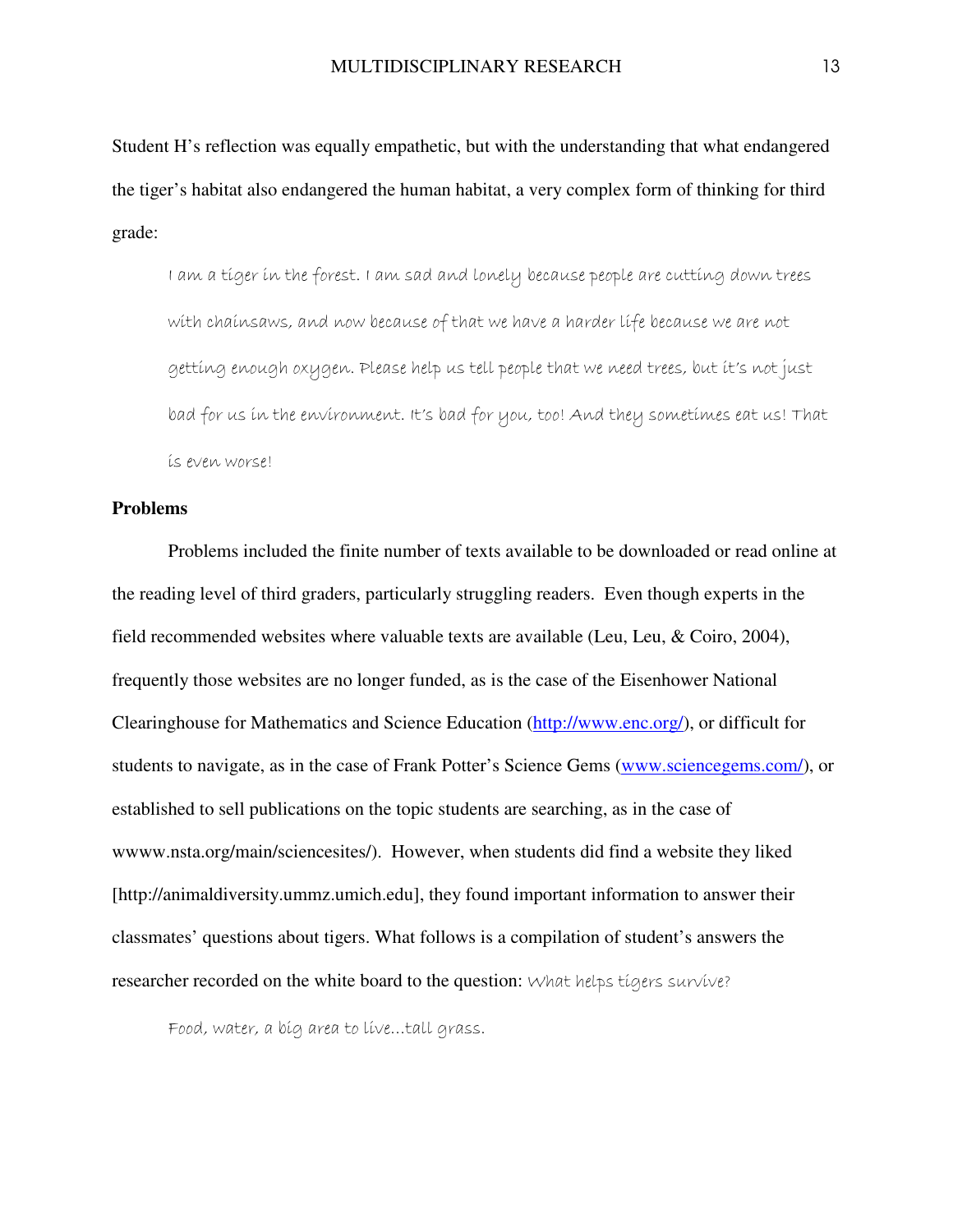Student H's reflection was equally empathetic, but with the understanding that what endangered the tiger's habitat also endangered the human habitat, a very complex form of thinking for third grade:

> I am a tiger in the forest. I am sad and lonely because people are cutting down trees with chainsaws, and now because of that we have a harder life because we are not getting enough oxygen. Please help us tell people that we need trees, but it's not just bad for us in the environment. It's bad for you, too! And they sometimes eat us! That is even worse!

**Problems**

Problems included the finite number of texts available to be downloaded or read online at the reading level of third graders, particularly struggling readers. Even though experts in the field recommended websites where valuable texts are available (Leu, Leu, & Coiro, 2004), frequently those websites are no longer funded, as is the case of the Eisenhower National Clearinghouse for Mathematics and Science Education (http://www.enc.org/), or difficult for students to navigate, as in the case of Frank Potter's Science Gems (www.sciencegems.com/), or established to sell publications on the topic students are searching, as in the case of wwww.nsta.org/main/sciencesites/). However, when students did find a website they liked [http://animaldiversity.ummz.umich.edu], they found important information to answer their classmates' questions about tigers. What follows is a compilation of student's answers the researcher recorded on the white board to the question: What helps tigers survive?

> Food, water, a big area to live…tall grass.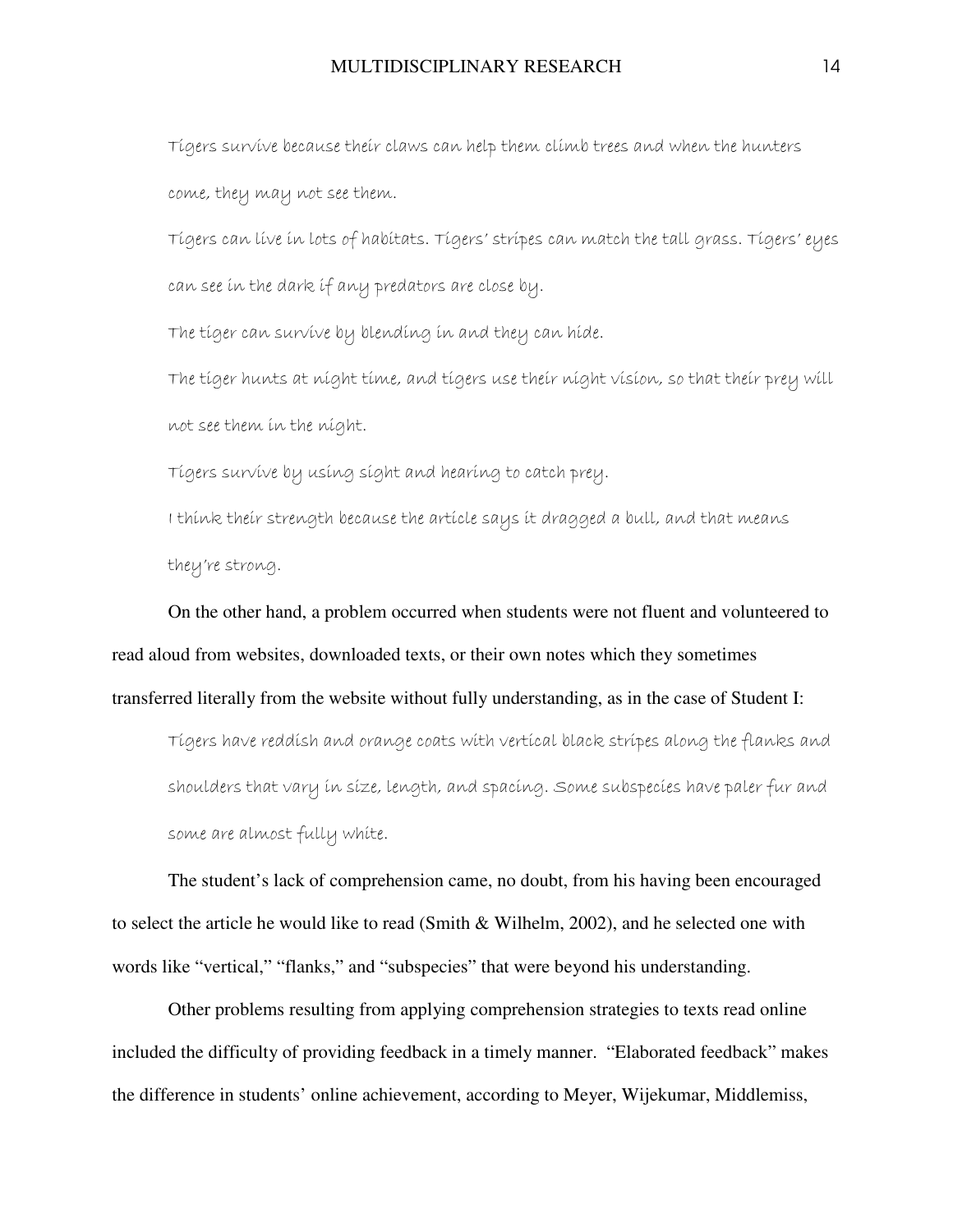Tigers survive because their claws can help them climb trees and when the hunters come, they may not see them.

Tigers can live in lots of habitats. Tigers' stripes can match the tall grass. Tigers' eyes can see in the dark if any predators are close by.

The tiger can survive by blending in and they can hide.

The tiger hunts at night time, and tigers use their night vision, so that their prey will not see them in the night.

Tigers survive by using sight and hearing to catch prey.

I think their strength because the article says it dragged a bull, and that means they're strong.

On the other hand, a problem occurred when students were not fluent and volunteered to read aloud from websites, downloaded texts, or their own notes which they sometimes transferred literally from the website without fully understanding, as in the case of Student I:

> Tigers have reddish and orange coats with vertical black stripes along the flanks and shoulders that vary in size, length, and spacing. Some subspecies have paler fur and some are almost fully white.

The student's lack of comprehension came, no doubt, from his having been encouraged to select the article he would like to read (Smith & Wilhelm, 2002), and he selected one with words like "vertical," "flanks," and "subspecies" that were beyond his understanding.

Other problems resulting from applying comprehension strategies to texts read online included the difficulty of providing feedback in a timely manner. "Elaborated feedback" makes the difference in students' online achievement, according to Meyer, Wijekumar, Middlemiss,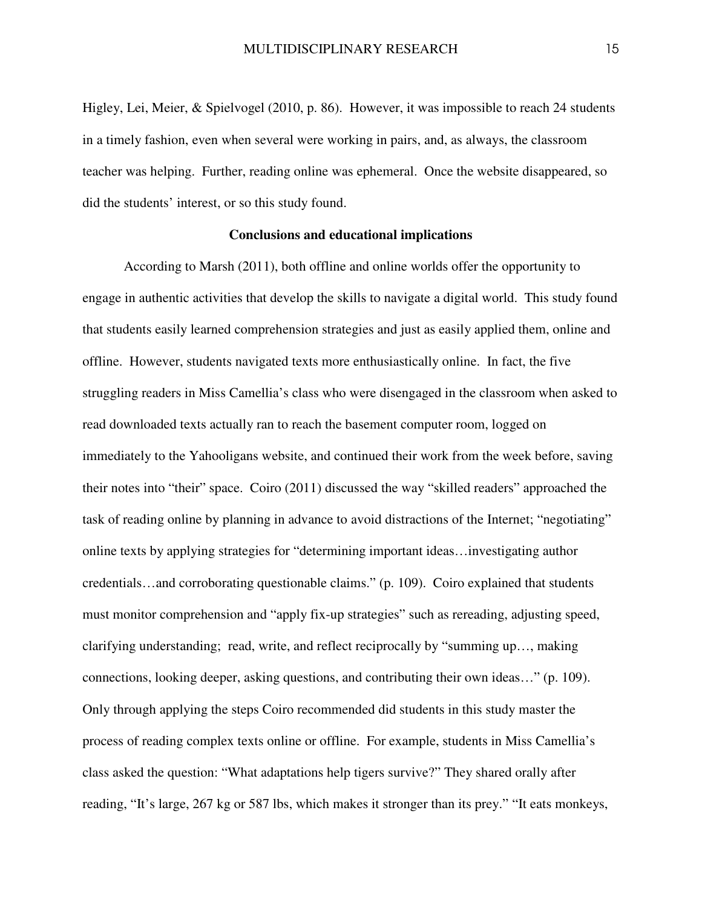Higley, Lei, Meier, & Spielvogel (2010, p. 86). However, it was impossible to reach 24 students in a timely fashion, even when several were working in pairs, and, as always, the classroom teacher was helping. Further, reading online was ephemeral. Once the website disappeared, so did the students' interest, or so this study found.

**Conclusions and educational implications**

According to Marsh (2011), both offline and online worlds offer the opportunity to engage in authentic activities that develop the skills to navigate a digital world. This study found that students easily learned comprehension strategies and just as easily applied them, online and offline. However, students navigated texts more enthusiastically online. In fact, the five struggling readers in Miss Camellia's class who were disengaged in the classroom when asked to read downloaded texts actually ran to reach the basement computer room, logged on immediately to the Yahooligans website, and continued their work from the week before, saving their notes into "their" space. Coiro (2011) discussed the way "skilled readers" approached the task of reading online by planning in advance to avoid distractions of the Internet; "negotiating" online texts by applying strategies for "determining important ideas…investigating author credentials…and corroborating questionable claims." (p. 109). Coiro explained that students must monitor comprehension and "apply fix-up strategies" such as rereading, adjusting speed, clarifying understanding; read, write, and reflect reciprocally by "summing up…, making connections, looking deeper, asking questions, and contributing their own ideas…" (p. 109). Only through applying the steps Coiro recommended did students in this study master the process of reading complex texts online or offline. For example, students in Miss Camellia's class asked the question: "What adaptations help tigers survive?" They shared orally after reading, "It's large, 267 kg or 587 lbs, which makes it stronger than its prey." "It eats monkeys,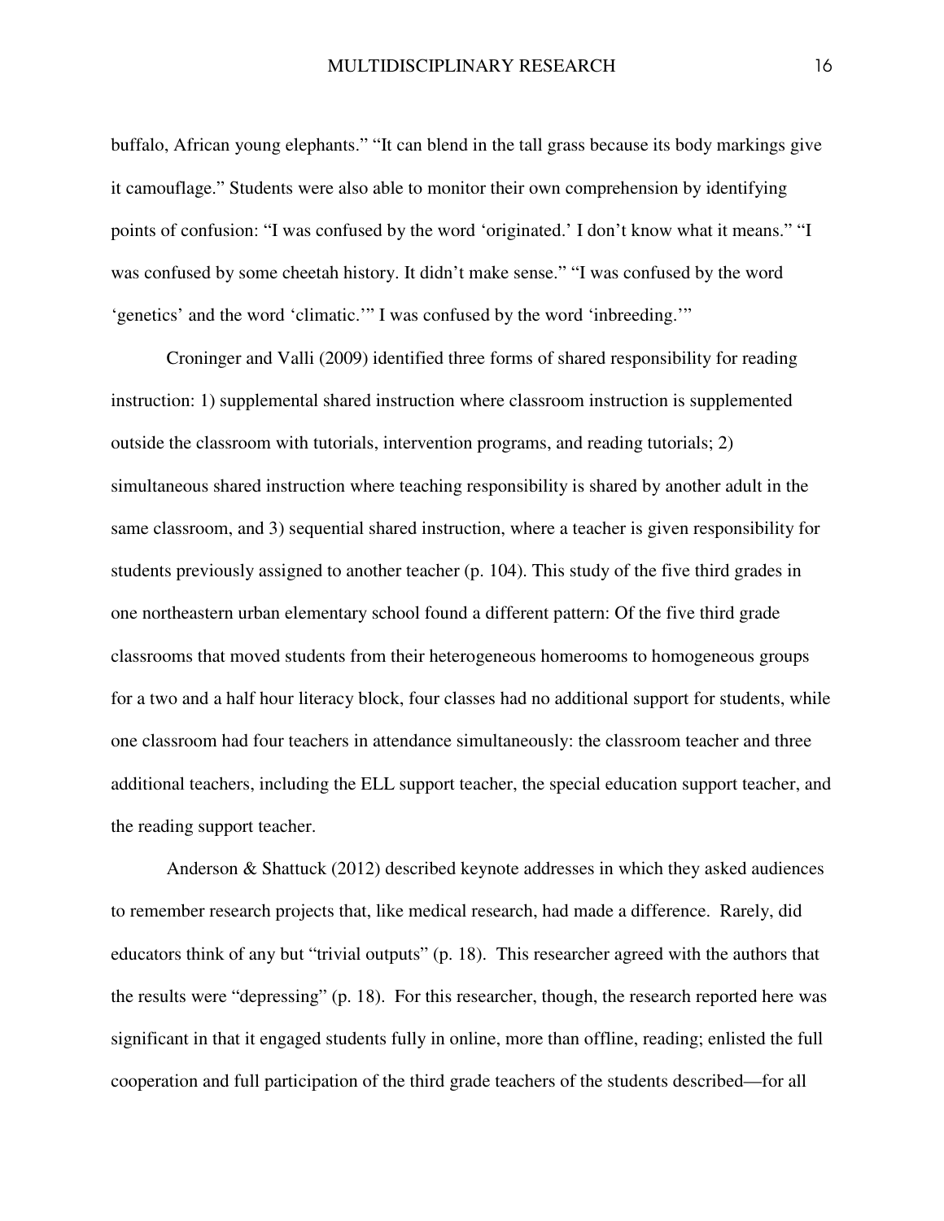buffalo, African young elephants." "It can blend in the tall grass because its body markings give it camouflage." Students were also able to monitor their own comprehension by identifying points of confusion: "I was confused by the word 'originated.' I don't know what it means." "I was confused by some cheetah history. It didn't make sense." "I was confused by the word 'genetics' and the word 'climatic.'" I was confused by the word 'inbreeding.'"

Croninger and Valli (2009) identified three forms of shared responsibility for reading instruction: 1) supplemental shared instruction where classroom instruction is supplemented outside the classroom with tutorials, intervention programs, and reading tutorials; 2) simultaneous shared instruction where teaching responsibility is shared by another adult in the same classroom, and 3) sequential shared instruction, where a teacher is given responsibility for students previously assigned to another teacher (p. 104). This study of the five third grades in one northeastern urban elementary school found a different pattern: Of the five third grade classrooms that moved students from their heterogeneous homerooms to homogeneous groups for a two and a half hour literacy block, four classes had no additional support for students, while one classroom had four teachers in attendance simultaneously: the classroom teacher and three additional teachers, including the ELL support teacher, the special education support teacher, and the reading support teacher.

Anderson & Shattuck (2012) described keynote addresses in which they asked audiences to remember research projects that, like medical research, had made a difference. Rarely, did educators think of any but "trivial outputs" (p. 18). This researcher agreed with the authors that the results were "depressing" (p. 18). For this researcher, though, the research reported here was significant in that it engaged students fully in online, more than offline, reading; enlisted the full cooperation and full participation of the third grade teachers of the students described—for all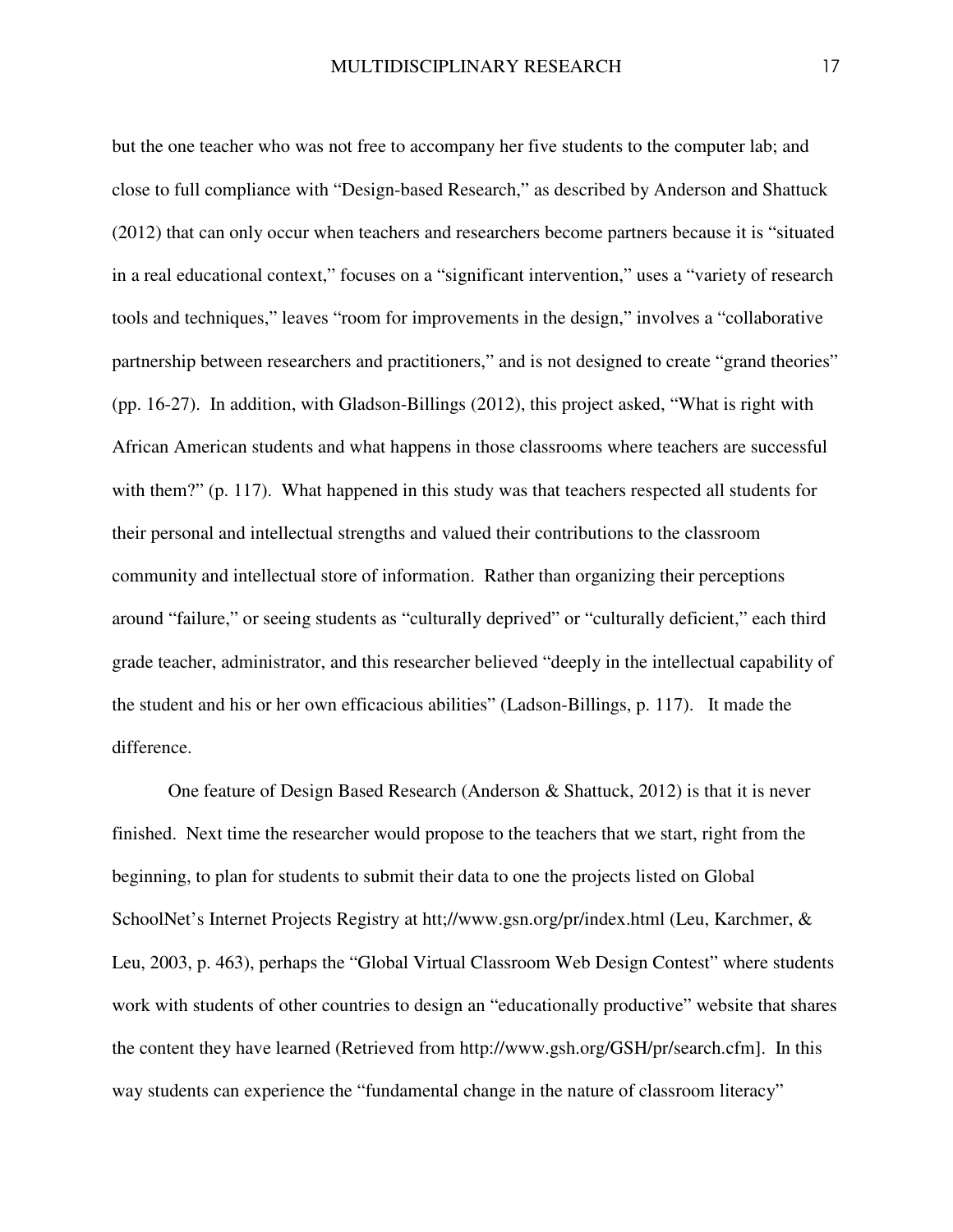but the one teacher who was not free to accompany her five students to the computer lab; and close to full compliance with "Design-based Research," as described by Anderson and Shattuck (2012) that can only occur when teachers and researchers become partners because it is "situated in a real educational context," focuses on a "significant intervention," uses a "variety of research tools and techniques," leaves "room for improvements in the design," involves a "collaborative partnership between researchers and practitioners," and is not designed to create "grand theories" (pp. 16-27). In addition, with Gladson-Billings (2012), this project asked, "What is right with African American students and what happens in those classrooms where teachers are successful with them?" (p. 117). What happened in this study was that teachers respected all students for their personal and intellectual strengths and valued their contributions to the classroom community and intellectual store of information. Rather than organizing their perceptions around "failure," or seeing students as "culturally deprived" or "culturally deficient," each third grade teacher, administrator, and this researcher believed "deeply in the intellectual capability of the student and his or her own efficacious abilities" (Ladson-Billings, p. 117). It made the difference.

One feature of Design Based Research (Anderson & Shattuck, 2012) is that it is never finished. Next time the researcher would propose to the teachers that we start, right from the beginning, to plan for students to submit their data to one the projects listed on Global SchoolNet's Internet Projects Registry at htt;//www.gsn.org/pr/index.html (Leu, Karchmer, & Leu, 2003, p. 463), perhaps the "Global Virtual Classroom Web Design Contest" where students work with students of other countries to design an "educationally productive" website that shares the content they have learned (Retrieved from http://www.gsh.org/GSH/pr/search.cfm]. In this way students can experience the "fundamental change in the nature of classroom literacy"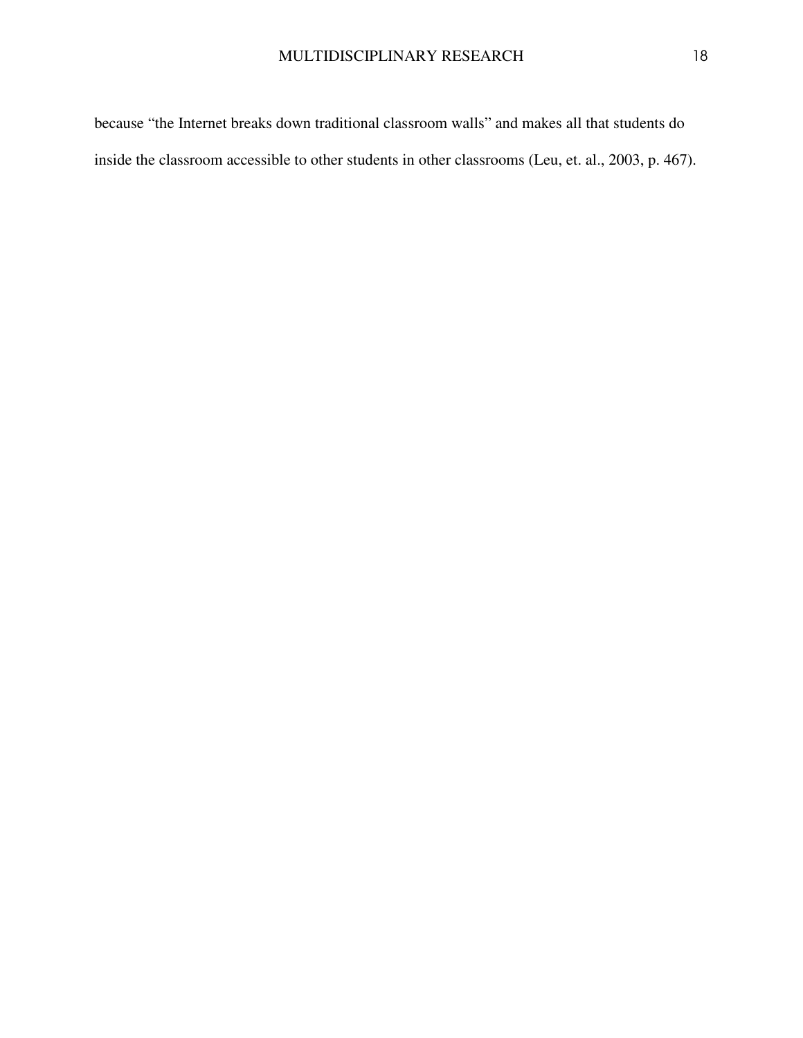because “the Internet breaks down traditional classroom walls” and makes all that students do inside the classroom accessible to other students in other classrooms (Leu, et. al., 2003, p. 467).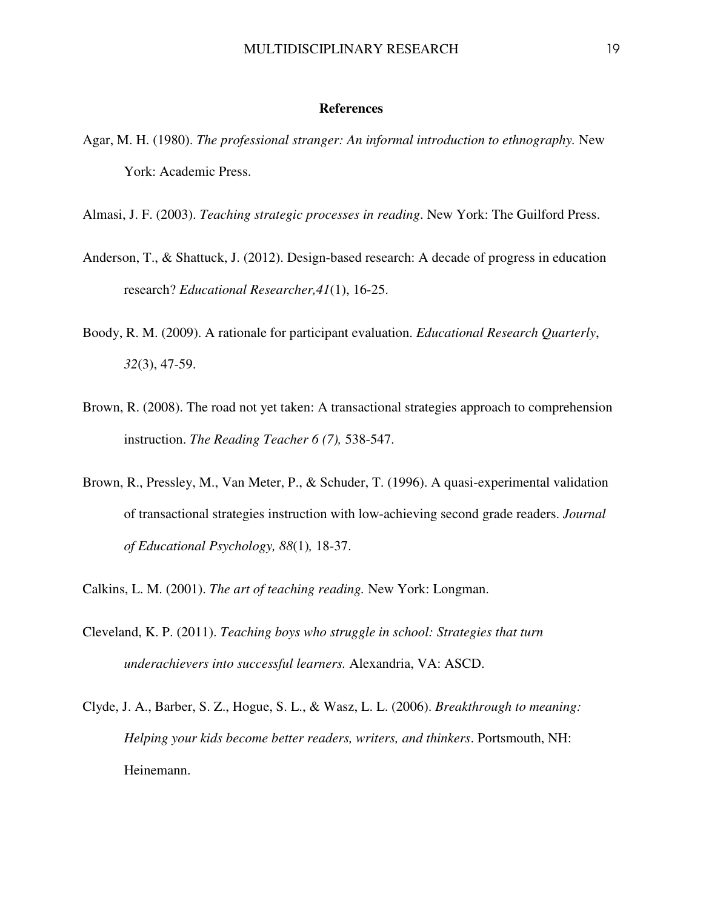## References

Agar, M. H. (1980). *The professional stranger: An informal introduction to ethnography.* New York: Academic Press.

Almasi, J. F. (2003). *Teaching strategic processes in reading*. New York: The Guilford Press.

Anderson, T., & Shattuck, J. (2012). Design-based research: A decade of progress in education research? *Educational Researcher,41*(1), 16-25.

Boody, R. M. (2009). A rationale for participant evaluation. *Educational Research Quarterly*, *32*(3), 47-59.

Brown, R. (2008). The road not yet taken: A transactional strategies approach to comprehension instruction. *The Reading Teacher 6 (7),* 538-547.

Brown, R., Pressley, M., Van Meter, P., & Schuder, T. (1996). A quasi-experimental validation of transactional strategies instruction with low-achieving second grade readers. *Journal of Educational Psychology, 88*(1)*,* 18-37.

Calkins, L. M. (2001). *The art of teaching reading.* New York: Longman.

Cleveland, K. P. (2011). *Teaching boys who struggle in school: Strategies that turn underachievers into successful learners.* Alexandria, VA: ASCD.

Clyde, J. A., Barber, S. Z., Hogue, S. L., & Wasz, L. L. (2006). *Breakthrough to meaning: Helping your kids become better readers, writers, and thinkers*. Portsmouth, NH: Heinemann.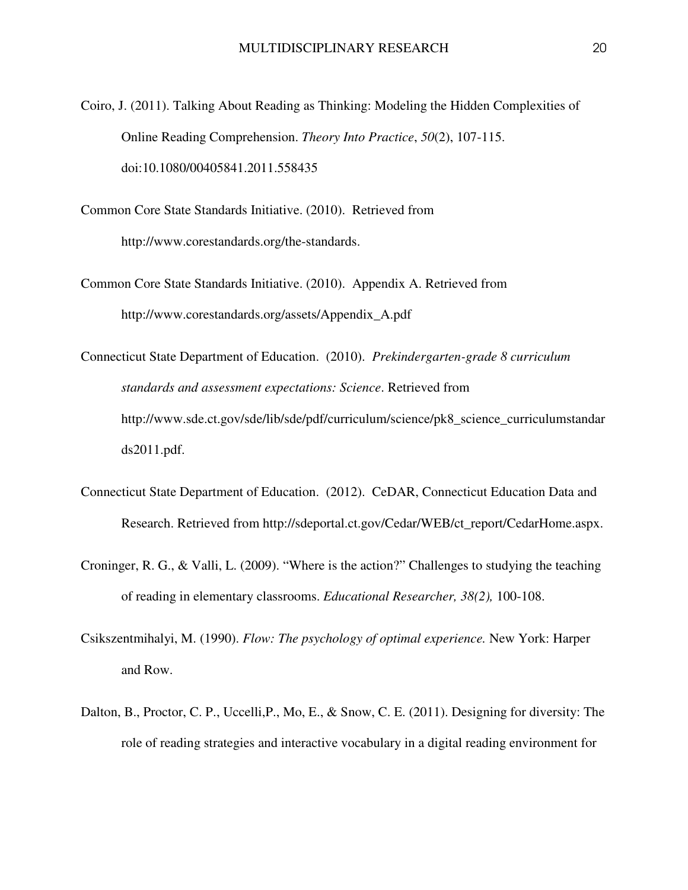Coiro, J. (2011). Talking About Reading as Thinking: Modeling the Hidden Complexities of Online Reading Comprehension. *Theory Into Practice*, *50*(2), 107-115. doi:10.1080/00405841.2011.558435

Common Core State Standards Initiative. (2010). Retrieved from http://www.corestandards.org/the-standards.

Common Core State Standards Initiative. (2010). Appendix A. Retrieved from http://www.corestandards.org/assets/Appendix_A.pdf

Connecticut State Department of Education. (2010). *Prekindergarten-grade 8 curriculum standards and assessment expectations: Science*. Retrieved from http://www.sde.ct.gov/sde/lib/sde/pdf/curriculum/science/pk8_science_curriculumstandards2011.pdf.

Connecticut State Department of Education. (2012). CeDAR, Connecticut Education Data and Research. Retrieved from http://sdeportal.ct.gov/Cedar/WEB/ct_report/CedarHome.aspx.

Croninger, R. G., & Valli, L. (2009). "Where is the action?" Challenges to studying the teaching of reading in elementary classrooms. *Educational Researcher, 38(2),* 100-108.

Csikszentmihalyi, M. (1990). *Flow: The psychology of optimal experience.* New York: Harper and Row.

Dalton, B., Proctor, C. P., Uccelli,P., Mo, E., & Snow, C. E. (2011). Designing for diversity: The role of reading strategies and interactive vocabulary in a digital reading environment for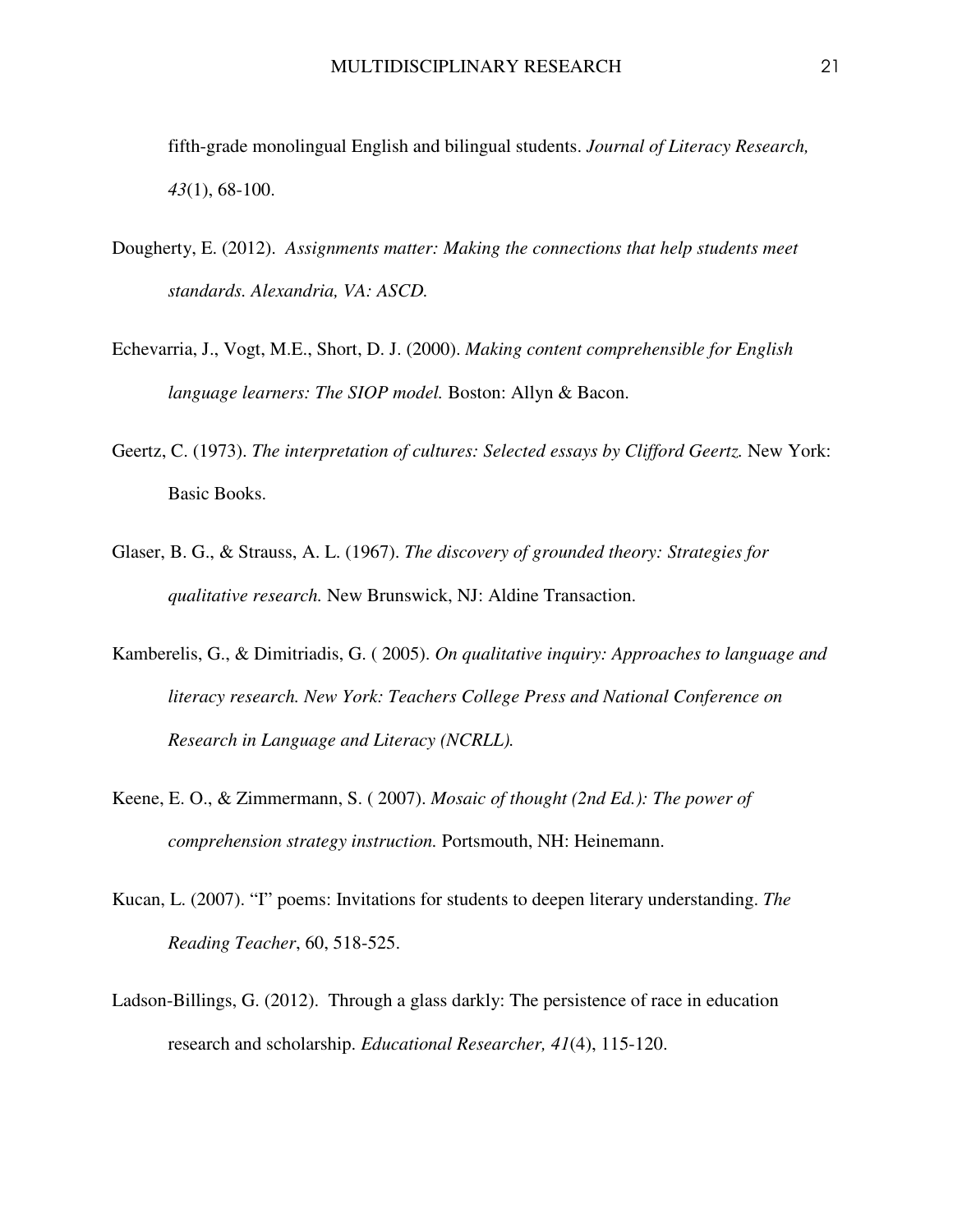fifth-grade monolingual English and bilingual students. *Journal of Literacy Research, 43*(1), 68-100.

Dougherty, E. (2012). *Assignments matter: Making the connections that help students meet standards. Alexandria, VA: ASCD.*

Echevarria, J., Vogt, M.E., Short, D. J. (2000). *Making content comprehensible for English language learners: The SIOP model.* Boston: Allyn & Bacon.

Geertz, C. (1973). *The interpretation of cultures: Selected essays by Clifford Geertz.* New York: Basic Books.

Glaser, B. G., & Strauss, A. L. (1967). *The discovery of grounded theory: Strategies for qualitative research.* New Brunswick, NJ: Aldine Transaction.

Kamberelis, G., & Dimitriadis, G. ( 2005). *On qualitative inquiry: Approaches to language and literacy research. New York: Teachers College Press and National Conference on Research in Language and Literacy (NCRLL).*

Keene, E. O., & Zimmermann, S. ( 2007). *Mosaic of thought (2nd Ed.): The power of comprehension strategy instruction.* Portsmouth, NH: Heinemann.

Kucan, L. (2007). "I" poems: Invitations for students to deepen literary understanding. *The Reading Teacher*, 60, 518-525.

Ladson-Billings, G. (2012). Through a glass darkly: The persistence of race in education research and scholarship. *Educational Researcher, 41*(4), 115-120.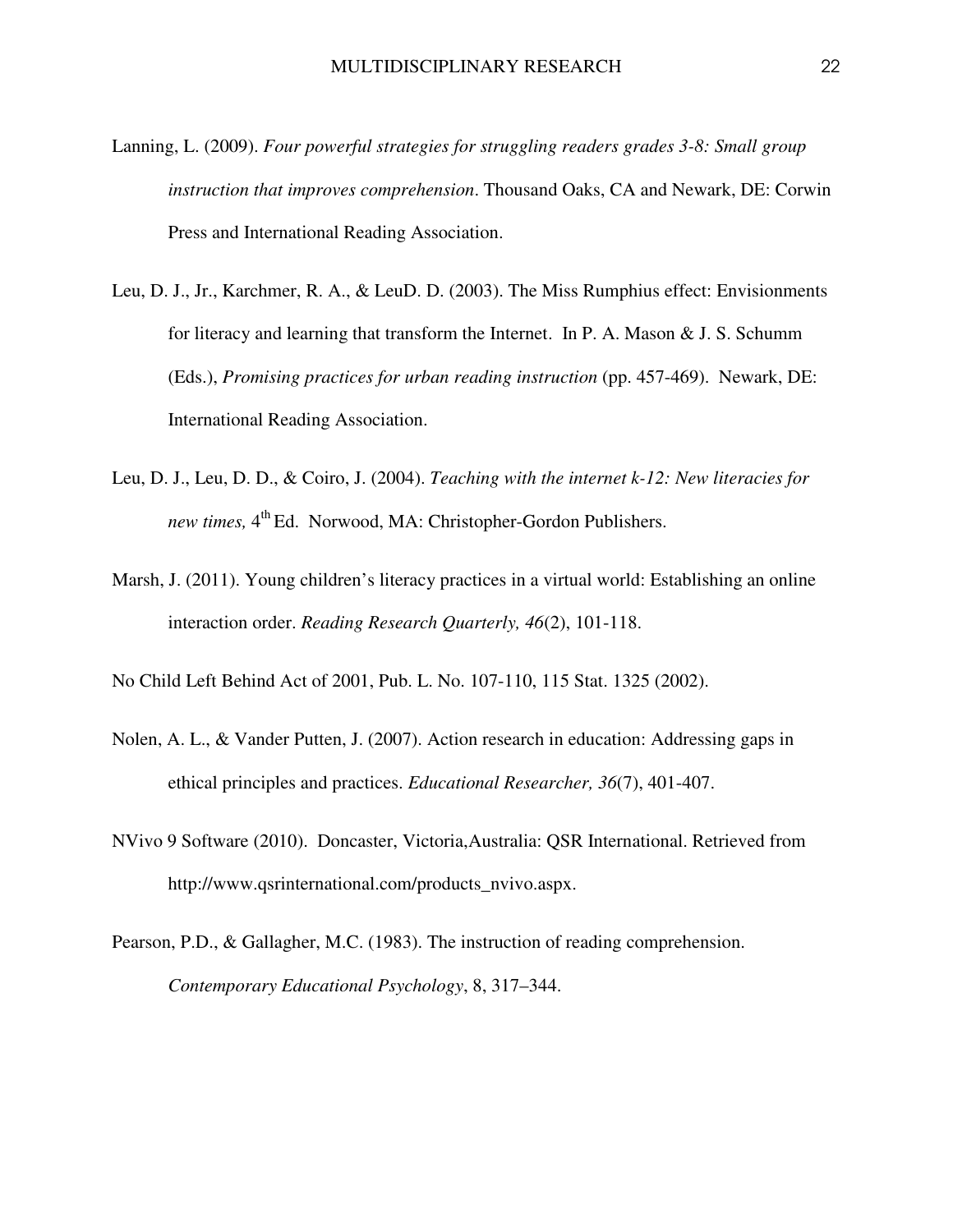Lanning, L. (2009). *Four powerful strategies for struggling readers grades 3-8: Small group instruction that improves comprehension*. Thousand Oaks, CA and Newark, DE: Corwin Press and International Reading Association.

Leu, D. J., Jr., Karchmer, R. A., & LeuD. D. (2003). The Miss Rumphius effect: Envisionments for literacy and learning that transform the Internet. In P. A. Mason & J. S. Schumm (Eds.), *Promising practices for urban reading instruction* (pp. 457-469). Newark, DE: International Reading Association.

Leu, D. J., Leu, D. D., & Coiro, J. (2004). *Teaching with the internet k-12: New literacies for new times,* 4th Ed. Norwood, MA: Christopher-Gordon Publishers.

Marsh, J. (2011). Young children's literacy practices in a virtual world: Establishing an online interaction order. *Reading Research Quarterly, 46*(2), 101-118.

No Child Left Behind Act of 2001, Pub. L. No. 107-110, 115 Stat. 1325 (2002).

Nolen, A. L., & Vander Putten, J. (2007). Action research in education: Addressing gaps in ethical principles and practices. *Educational Researcher, 36*(7), 401-407.

NVivo 9 Software (2010). Doncaster, Victoria,Australia: QSR International. Retrieved from http://www.qsrinternational.com/products_nvivo.aspx.

Pearson, P.D., & Gallagher, M.C. (1983). The instruction of reading comprehension. *Contemporary Educational Psychology*, 8, 317–344.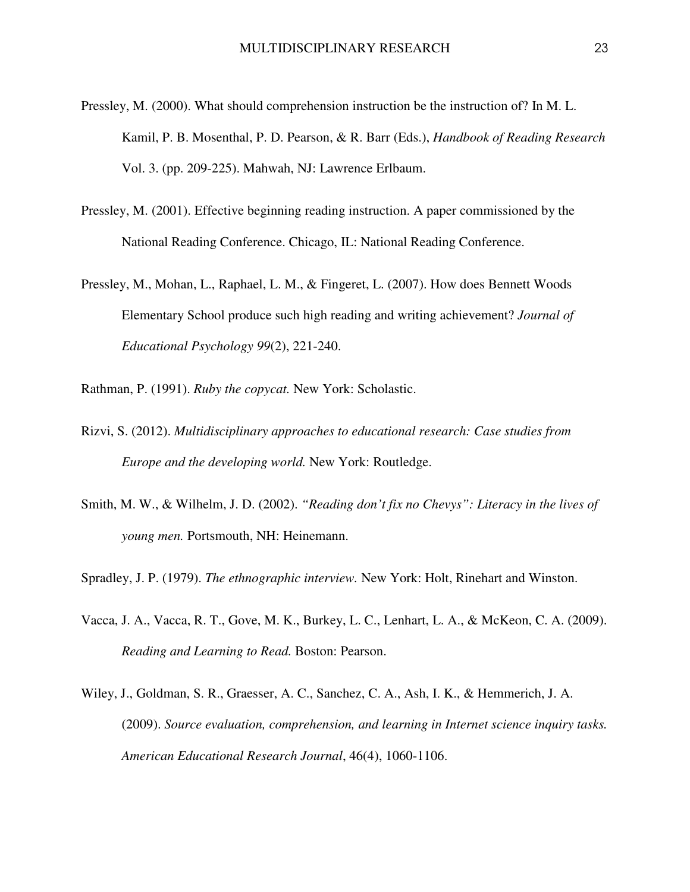Pressley, M. (2000). What should comprehension instruction be the instruction of? In M. L. Kamil, P. B. Mosenthal, P. D. Pearson, & R. Barr (Eds.), *Handbook of Reading Research* Vol. 3. (pp. 209-225). Mahwah, NJ: Lawrence Erlbaum.

Pressley, M. (2001). Effective beginning reading instruction. A paper commissioned by the National Reading Conference. Chicago, IL: National Reading Conference.

Pressley, M., Mohan, L., Raphael, L. M., & Fingeret, L. (2007). How does Bennett Woods Elementary School produce such high reading and writing achievement? *Journal of Educational Psychology 99*(2), 221-240.

Rathman, P. (1991). *Ruby the copycat.* New York: Scholastic.

Rizvi, S. (2012). *Multidisciplinary approaches to educational research: Case studies from Europe and the developing world.* New York: Routledge.

Smith, M. W., & Wilhelm, J. D. (2002). *"Reading don't fix no Chevys": Literacy in the lives of young men.* Portsmouth, NH: Heinemann.

Spradley, J. P. (1979). *The ethnographic interview.* New York: Holt, Rinehart and Winston.

Vacca, J. A., Vacca, R. T., Gove, M. K., Burkey, L. C., Lenhart, L. A., & McKeon, C. A. (2009). *Reading and Learning to Read.* Boston: Pearson.

Wiley, J., Goldman, S. R., Graesser, A. C., Sanchez, C. A., Ash, I. K., & Hemmerich, J. A. (2009). *Source evaluation, comprehension, and learning in Internet science inquiry tasks. American Educational Research Journal*, 46(4), 1060-1106.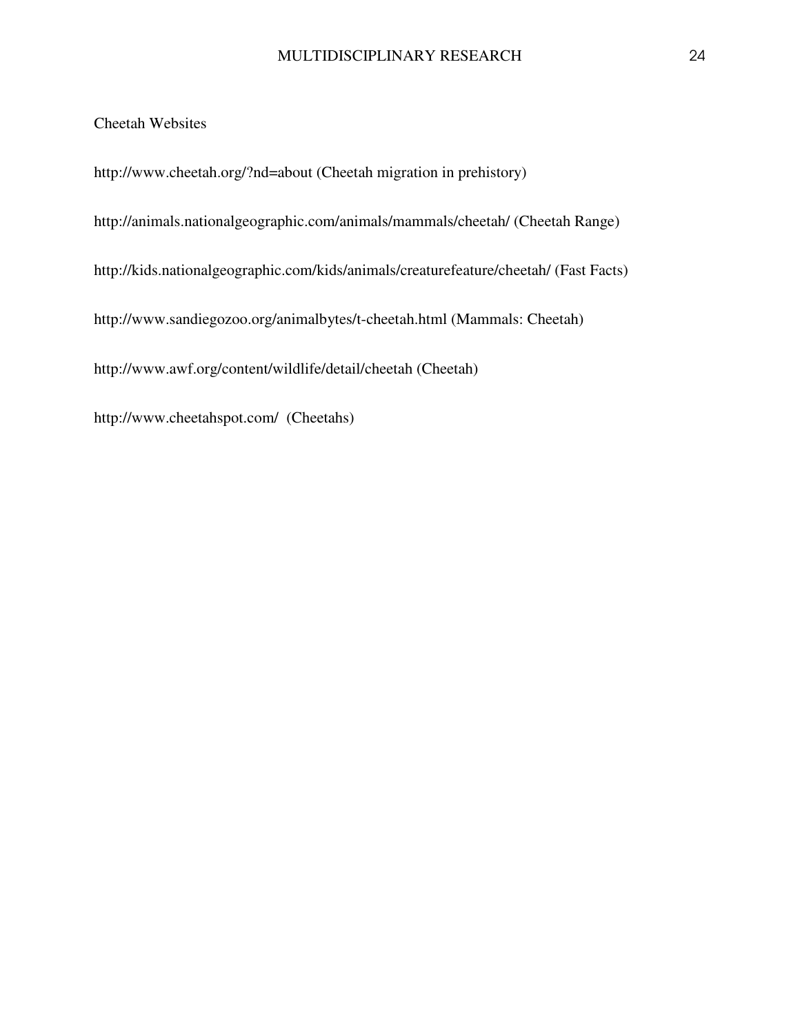Cheetah Websites

http://www.cheetah.org/?nd=about (Cheetah migration in prehistory)

http://animals.nationalgeographic.com/animals/mammals/cheetah/ (Cheetah Range)

http://kids.nationalgeographic.com/kids/animals/creaturefeature/cheetah/ (Fast Facts)

http://www.sandiegozoo.org/animalbytes/t-cheetah.html (Mammals: Cheetah)

http://www.awf.org/content/wildlife/detail/cheetah (Cheetah)

http://www.cheetahspot.com/ (Cheetahs)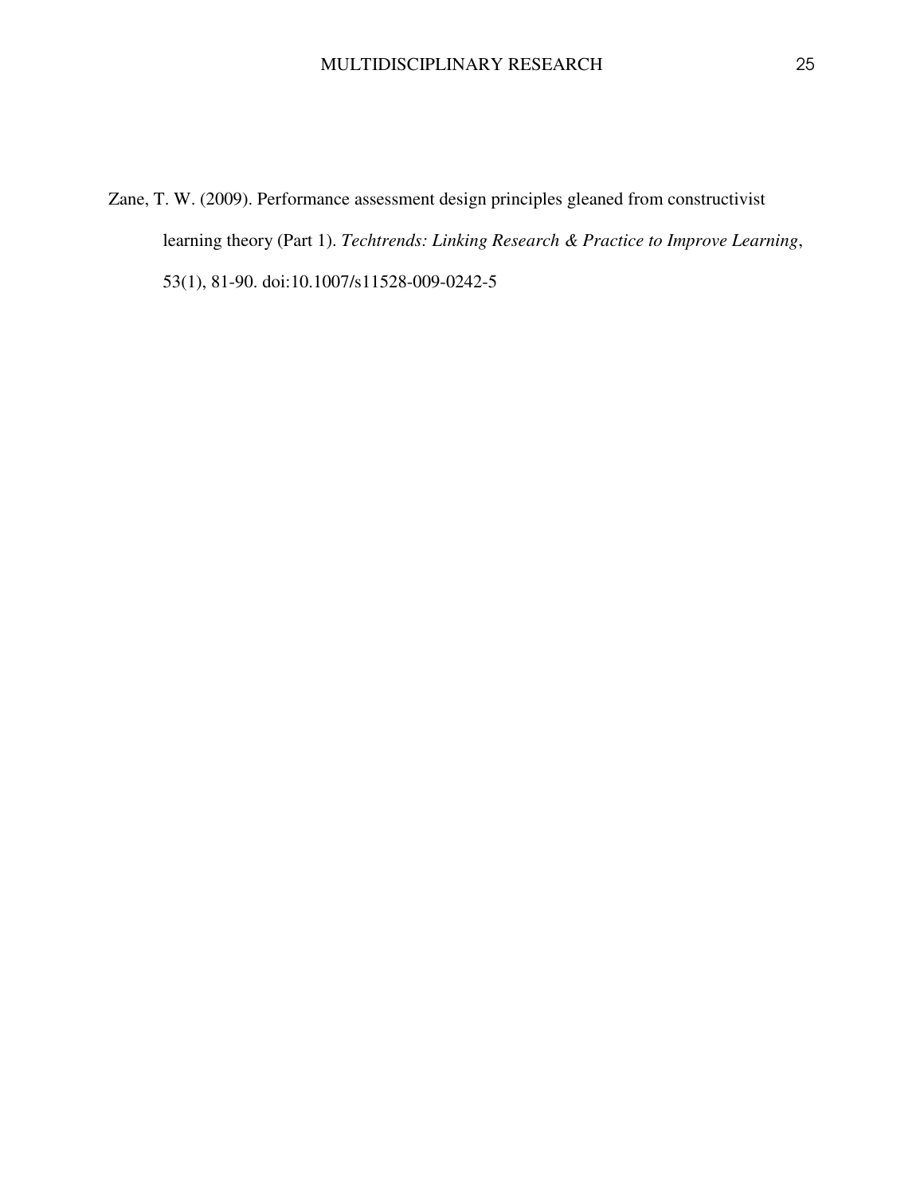Zane, T. W. (2009). Performance assessment design principles gleaned from constructivist learning theory (Part 1). *Techtrends: Linking Research & Practice to Improve Learning*, 53(1), 81-90. doi:10.1007/s11528-009-0242-5